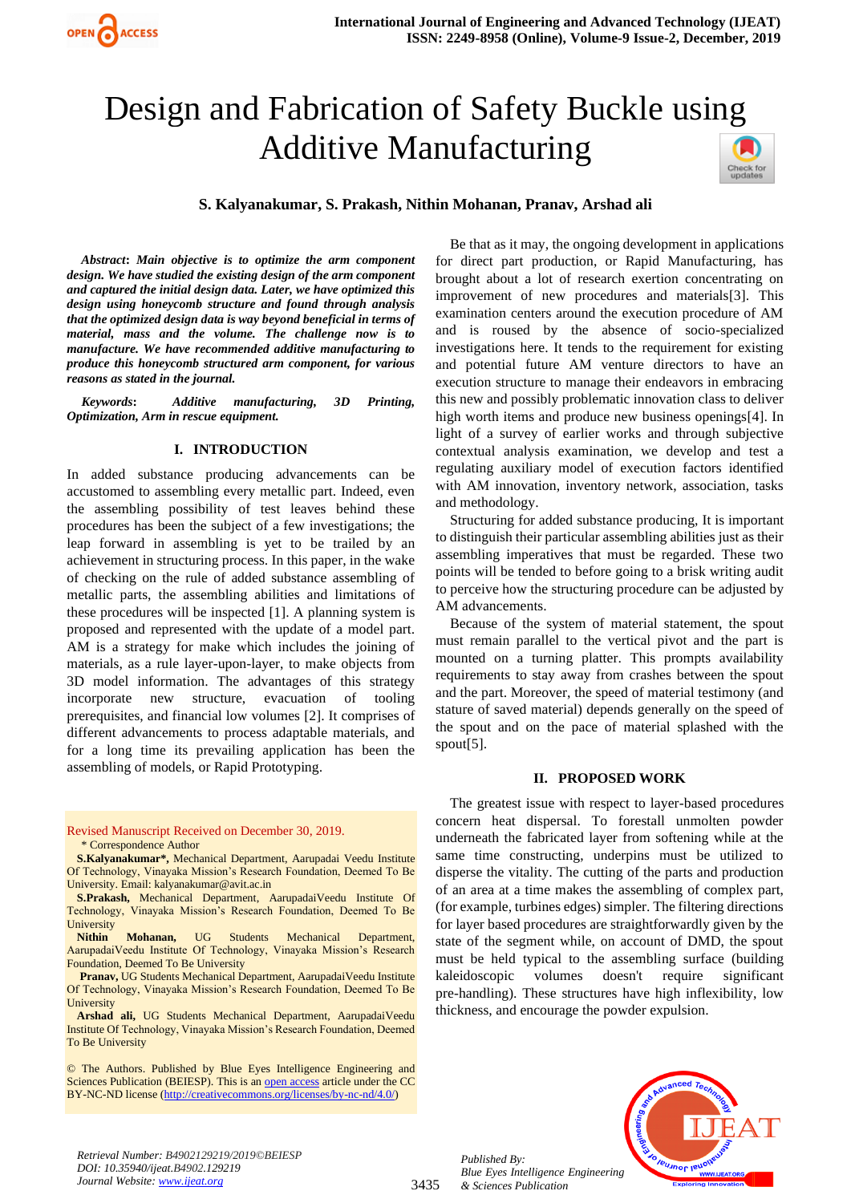# Design and Fabrication of Safety Buckle using Additive Manufacturing

**S. Kalyanakumar, S. Prakash, Nithin Mohanan, Pranav, Arshad ali**

***Abstract*: Main objective is to optimize the arm component design. We have studied the existing design of the arm component and captured the initial design data. Later, we have optimized this design using honeycomb structure and found through analysis that the optimized design data is way beyond beneficial in terms of material, mass and the volume. The challenge now is to manufacture. We have recommended additive manufacturing to produce this honeycomb structured arm component, for various reasons as stated in the journal.**

***Keywords*: Additive manufacturing, 3D Printing, Optimization, Arm in rescue equipment.**

## I. INTRODUCTION

In added substance producing advancements can be accustomed to assembling every metallic part. Indeed, even the assembling possibility of test leaves behind these procedures has been the subject of a few investigations; the leap forward in assembling is yet to be trailed by an achievement in structuring process. In this paper, in the wake of checking on the rule of added substance assembling of metallic parts, the assembling abilities and limitations of these procedures will be inspected [1]. A planning system is proposed and represented with the update of a model part. AM is a strategy for make which includes the joining of materials, as a rule layer-upon-layer, to make objects from 3D model information. The advantages of this strategy incorporate new structure, evacuation of tooling prerequisites, and financial low volumes [2]. It comprises of different advancements to process adaptable materials, and for a long time its prevailing application has been the assembling of models, or Rapid Prototyping.

Be that as it may, the ongoing development in applications for direct part production, or Rapid Manufacturing, has brought about a lot of research exertion concentrating on improvement of new procedures and materials[3]. This examination centers around the execution procedure of AM and is roused by the absence of socio-specialized investigations here. It tends to the requirement for existing and potential future AM venture directors to have an execution structure to manage their endeavors in embracing this new and possibly problematic innovation class to deliver high worth items and produce new business openings[4]. In light of a survey of earlier works and through subjective contextual analysis examination, we develop and test a regulating auxiliary model of execution factors identified with AM innovation, inventory network, association, tasks and methodology.

Structuring for added substance producing, It is important to distinguish their particular assembling abilities just as their assembling imperatives that must be regarded. These two points will be tended to before going to a brisk writing audit to perceive how the structuring procedure can be adjusted by AM advancements.

Because of the system of material statement, the spout must remain parallel to the vertical pivot and the part is mounted on a turning platter. This prompts availability requirements to stay away from crashes between the spout and the part. Moreover, the speed of material testimony (and stature of saved material) depends generally on the speed of the spout and on the pace of material splashed with the spout[5].

## II. PROPOSED WORK

The greatest issue with respect to layer-based procedures concern heat dispersal. To forestall unmolten powder underneath the fabricated layer from softening while at the same time constructing, underpins must be utilized to disperse the vitality. The cutting of the parts and production of an area at a time makes the assembling of complex part, (for example, turbines edges) simpler. The filtering directions for layer based procedures are straightforwardly given by the state of the segment while, on account of DMD, the spout must be held typical to the assembling surface (building kaleidoscopic volumes doesn't require significant pre-handling). These structures have high inflexibility, low thickness, and encourage the powder expulsion.

Revised Manuscript Received on December 30, 2019.

\* Correspondence Author

**S.Kalyanakumar\***, Mechanical Department, Aarupadai Veedu Institute Of Technology, Vinayaka Mission's Research Foundation, Deemed To Be University. Email: kalyanakumar@avit.ac.in

**S.Prakash**, Mechanical Department, AarupadaiVeedu Institute Of Technology, Vinayaka Mission's Research Foundation, Deemed To Be University

**Nithin Mohanan**, UG Students Mechanical Department, AarupadaiVeedu Institute Of Technology, Vinayaka Mission's Research Foundation, Deemed To Be University

**Pranav,** UG Students Mechanical Department, AarupadaiVeedu Institute Of Technology, Vinayaka Mission's Research Foundation, Deemed To Be University

**Arshad ali,** UG Students Mechanical Department, AarupadaiVeedu Institute Of Technology, Vinayaka Mission's Research Foundation, Deemed To Be University

© The Authors. Published by Blue Eyes Intelligence Engineering and Sciences Publication (BEIESP). This is an open access article under the CC BY-NC-ND license (http://creativecommons.org/licenses/by-nc-nd/4.0/)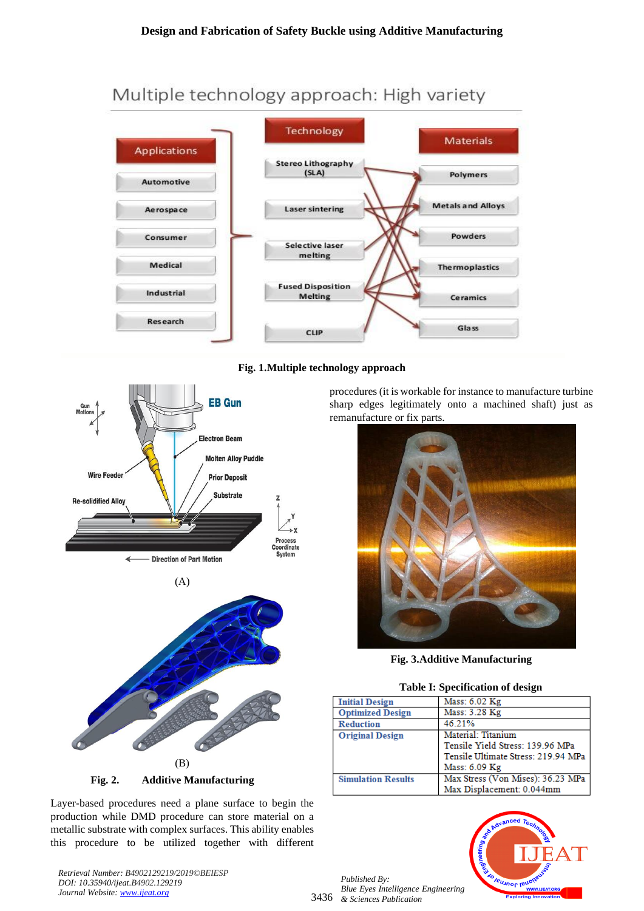Fig. 1.Multiple technology approach

(A)

(B)

**Fig. 2. Additive Manufacturing**

Layer-based procedures need a plane surface to begin the production while DMD procedure can store material on a metallic substrate with complex surfaces. This ability enables this procedure to be utilized together with different procedures (it is workable for instance to manufacture turbine sharp edges legitimately onto a machined shaft) just as remanufacture or fix parts.

**Fig. 3.Additive Manufacturing**

**Table I: Specification of design**

| | |
|---|---|
| Initial Design | Mass: 6.02 Kg |
| Optimized Design | Mass: 3.28 Kg |
| Reduction | 46.21% |
| Original Design | Material: Titanium<br>Tensile Yield Stress: 139.96 MPa<br>Tensile Ultimate Stress: 219.94 MPa<br>Mass: 6.09 Kg |
| Simulation Results | Max Stress (Von Mises): 36.23 MPa<br>Max Displacement: 0.044mm |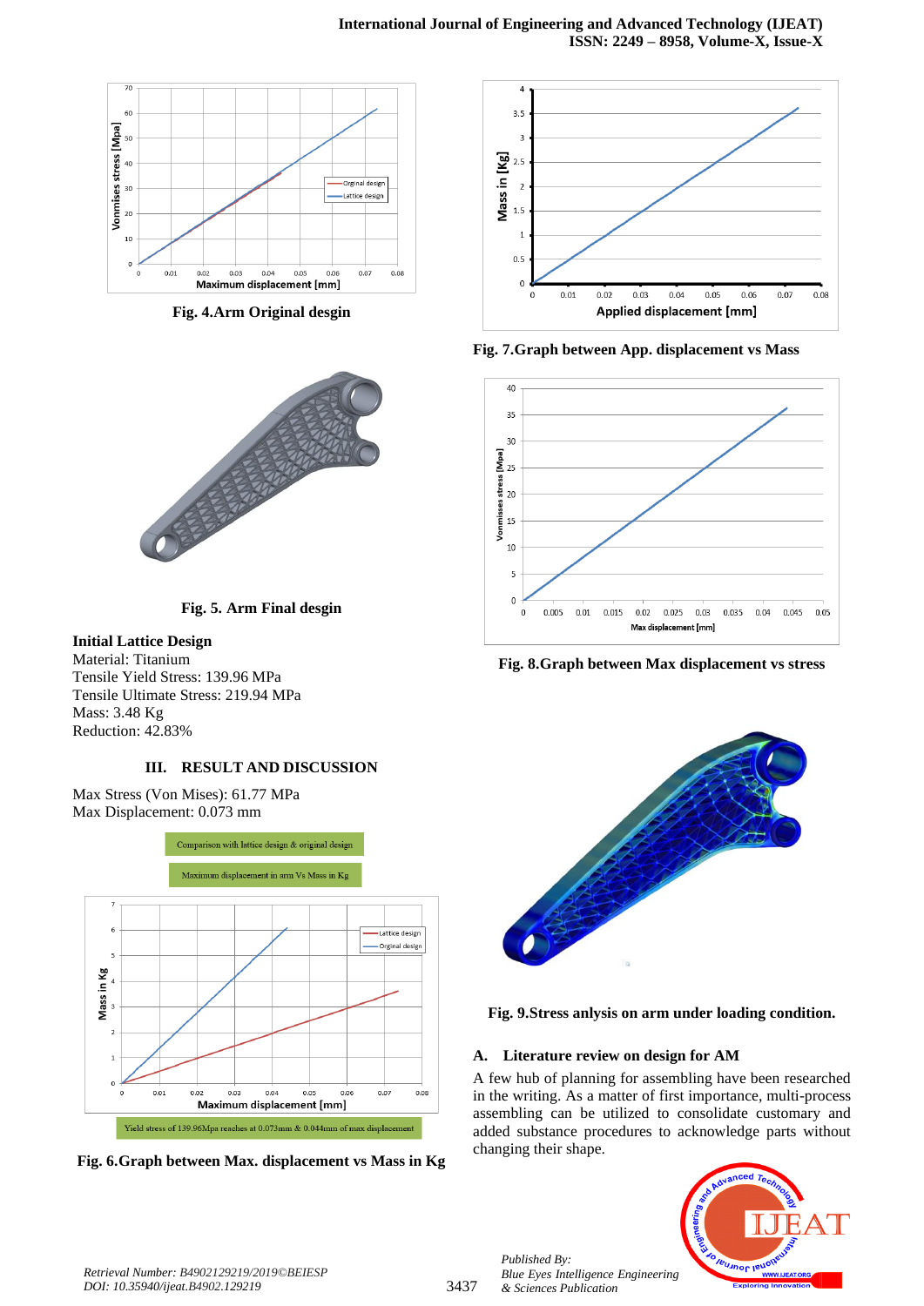Fig. 4.Arm Original desgin

Fig. 5. Arm Final desgin

**Initial Lattice Design**
Material: Titanium
Tensile Yield Stress: 139.96 MPa
Tensile Ultimate Stress: 219.94 MPa
Mass: 3.48 Kg
Reduction: 42.83%

## III. RESULT AND DISCUSSION

Max Stress (Von Mises): 61.77 MPa
Max Displacement: 0.073 mm

Comparison with lattice design & original design

Maximum displacement in arm Vs Mass in Kg

Yield stress of 139.96Mpa reaches at 0.073mm & 0.044mm of max displacement

Fig. 6.Graph between Max. displacement vs Mass in Kg

Fig. 7.Graph between App. displacement vs Mass

Fig. 8.Graph between Max displacement vs stress

Fig. 9.Stress anlysis on arm under loading condition.

### A. Literature review on design for AM

A few hub of planning for assembling have been researched in the writing. As a matter of first importance, multi-process assembling can be utilized to consolidate customary and added substance procedures to acknowledge parts without changing their shape.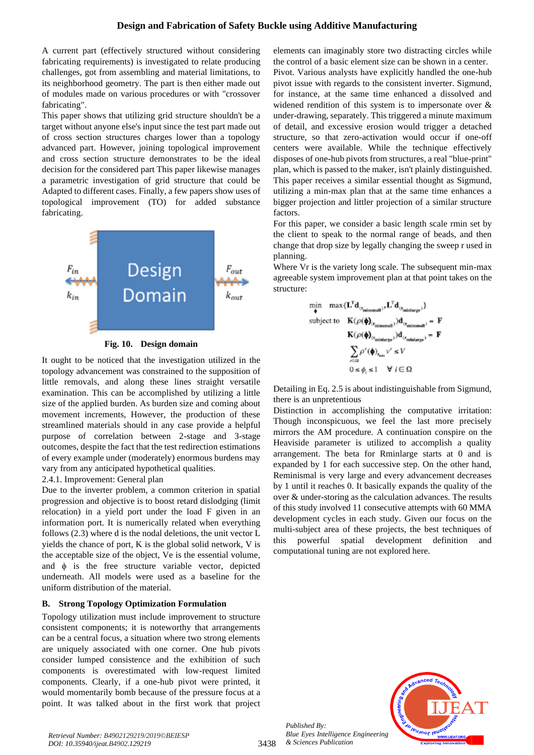A current part (effectively structured without considering fabricating requirements) is investigated to relate producing challenges, got from assembling and material limitations, to its neighborhood geometry. The part is then either made out of modules made on various procedures or with "crossover fabricating".

This paper shows that utilizing grid structure shouldn't be a target without anyone else's input since the test part made out of cross section structures charges lower than a topology advanced part. However, joining topological improvement and cross section structure demonstrates to be the ideal decision for the considered part This paper likewise manages a parametric investigation of grid structure that could be Adapted to different cases. Finally, a few papers show uses of topological improvement (TO) for added substance fabricating.

Fig. 10. Design domain

It ought to be noticed that the investigation utilized in the topology advancement was constrained to the supposition of little removals, and along these lines straight versatile examination. This can be accomplished by utilizing a little size of the applied burden. As burden size and coming about movement increments, However, the production of these streamlined materials should in any case provide a helpful purpose of correlation between 2-stage and 3-stage outcomes, despite the fact that the test redirection estimations of every example under (moderately) enormous burdens may vary from any anticipated hypothetical qualities.

2.4.1. Improvement: General plan

Due to the inverter problem, a common criterion in spatial progression and objective is to boost retard dislodging (limit relocation) in a yield port under the load F given in an information port. It is numerically related when everything follows (2.3) where d is the nodal deletions, the unit vector L yields the chance of port, K is the global solid network, V is the acceptable size of the object, Ve is the essential volume, and $\phi$ is the free structure variable vector, depicted underneath. All models were used as a baseline for the uniform distribution of the material.

### B. Strong Topology Optimization Formulation

Topology utilization must include improvement to structure consistent components; it is noteworthy that arrangements can be a central focus, a situation where two strong elements are uniquely associated with one corner. One hub pivots consider lumped consistence and the exhibition of such components is overestimated with low-request limited components. Clearly, if a one-hub pivot were printed, it would momentarily bomb because of the pressure focus at a point. It was talked about in the first work that project elements can imaginably store two distracting circles while the control of a basic element size can be shown in a center.

Pivot. Various analysts have explicitly handled the one-hub pivot issue with regards to the consistent inverter. Sigmund, for instance, at the same time enhanced a dissolved and widened rendition of this system is to impersonate over & under-drawing, separately. This triggered a minute maximum of detail, and excessive erosion would trigger a detached structure, so that zero-activation would occur if one-off centers were available. While the technique effectively disposes of one-hub pivots from structures, a real "blue-print" plan, which is passed to the maker, isn't plainly distinguished. This paper receives a similar essential thought as Sigmund, utilizing a min-max plan that at the same time enhances a bigger projection and littler projection of a similar structure factors.

For this paper, we consider a basic length scale rmin set by the client to speak to the normal range of beads, and then change that drop size by legally changing the sweep r used in planning.

Where Vr is the variety long scale. The subsequent min-max agreeable system improvement plan at that point takes on the structure:

$$
\begin{aligned}
\min_{\phi} \quad & \max\{\mathbf{L}^T\mathbf{d}_{(r_{\text{minsmall}})}, \mathbf{L}^T\mathbf{d}_{(r_{\text{minlarge}})}\} \\
\text{subject to} \quad & \mathbf{K}(\rho(\phi)_{(r_{\text{minsmall}})})\mathbf{d}_{(r_{\text{minsmall}})} = \mathbf{F} \\
& \mathbf{K}(\rho(\phi)_{(r_{\text{minlarge}})})\mathbf{d}_{(r_{\text{minlarge}})} = \mathbf{F} \\
& \sum_{e \in \Omega} \rho^e(\phi)_{r_{\text{min}}} v^e \le V \\
& 0 \le \phi_i \le 1 \quad \forall\, i \in \Omega
\end{aligned}
$$

Detailing in Eq. 2.5 is about indistinguishable from Sigmund, there is an unpretentious

Distinction in accomplishing the computative irritation: Though inconspicuous, we feel the last more precisely mirrors the AM procedure. A continuation conspire on the Heaviside parameter is utilized to accomplish a quality arrangement. The beta for Rminlarge starts at 0 and is expanded by 1 for each successive step. On the other hand, Reminismal is very large and every advancement decreases by 1 until it reaches 0. It basically expands the quality of the over & under-storing as the calculation advances. The results of this study involved 11 consecutive attempts with 60 MMA development cycles in each study. Given our focus on the multi-subject area of these projects, the best techniques of this powerful spatial development definition and computational tuning are not explored here.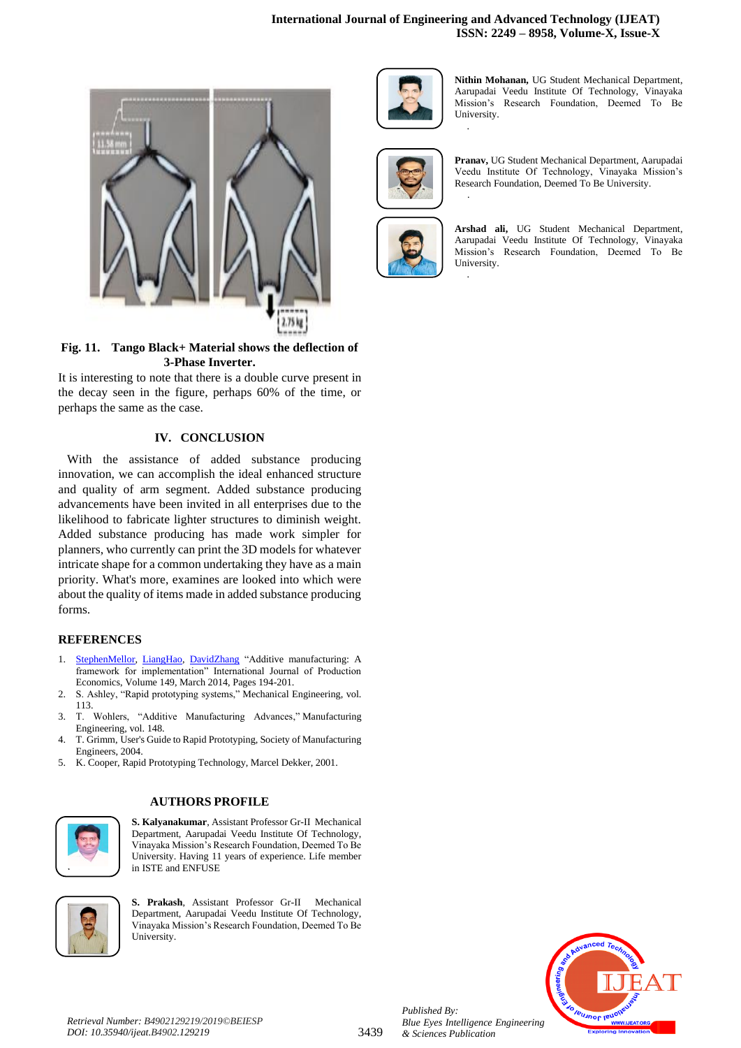11.58 mm

2.75 kg

**Fig. 11. Tango Black+ Material shows the deflection of 3-Phase Inverter.**

It is interesting to note that there is a double curve present in the decay seen in the figure, perhaps 60% of the time, or perhaps the same as the case.

## IV. CONCLUSION

With the assistance of added substance producing innovation, we can accomplish the ideal enhanced structure and quality of arm segment. Added substance producing advancements have been invited in all enterprises due to the likelihood to fabricate lighter structures to diminish weight. Added substance producing has made work simpler for planners, who currently can print the 3D models for whatever intricate shape for a common undertaking they have as a main priority. What's more, examines are looked into which were about the quality of items made in added substance producing forms.

## REFERENCES

1. StephenMellor, LiangHao, DavidZhang "Additive manufacturing: A framework for implementation" International Journal of Production Economics, Volume 149, March 2014, Pages 194-201.
2. S. Ashley, "Rapid prototyping systems," Mechanical Engineering, vol. 113.
3. T. Wohlers, "Additive Manufacturing Advances," Manufacturing Engineering, vol. 148.
4. T. Grimm, User's Guide to Rapid Prototyping, Society of Manufacturing Engineers, 2004.
5. K. Cooper, Rapid Prototyping Technology, Marcel Dekker, 2001.

## AUTHORS PROFILE

**S. Kalyanakumar**, Assistant Professor Gr-II Mechanical Department, Aarupadai Veedu Institute Of Technology, Vinayaka Mission's Research Foundation, Deemed To Be University. Having 11 years of experience. Life member in ISTE and ENFUSE

**S. Prakash**, Assistant Professor Gr-II Mechanical Department, Aarupadai Veedu Institute Of Technology, Vinayaka Mission's Research Foundation, Deemed To Be University.

**Nithin Mohanan,** UG Student Mechanical Department, Aarupadai Veedu Institute Of Technology, Vinayaka Mission's Research Foundation, Deemed To Be University.

**Pranav,** UG Student Mechanical Department, Aarupadai Veedu Institute Of Technology, Vinayaka Mission's Research Foundation, Deemed To Be University.

**Arshad ali,** UG Student Mechanical Department, Aarupadai Veedu Institute Of Technology, Vinayaka Mission's Research Foundation, Deemed To Be University.